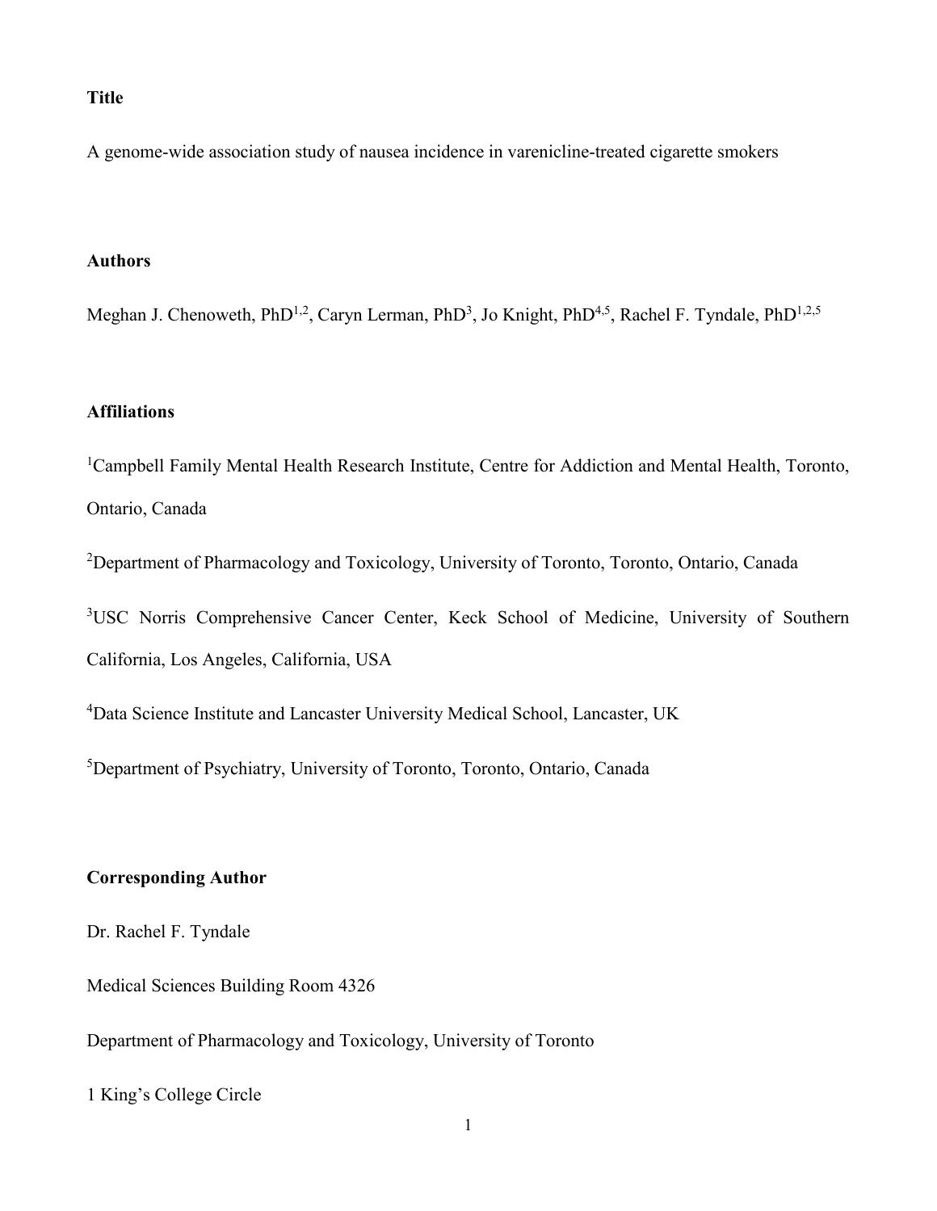**Title**

A genome-wide association study of nausea incidence in varenicline-treated cigarette smokers

**Authors**

Meghan J. Chenoweth, PhD[1,2], Caryn Lerman, PhD[3], Jo Knight, PhD[4,5], Rachel F. Tyndale, PhD[1,2,5]

**Affiliations**

[1]Campbell Family Mental Health Research Institute, Centre for Addiction and Mental Health, Toronto, Ontario, Canada

[2]Department of Pharmacology and Toxicology, University of Toronto, Toronto, Ontario, Canada

[3]USC Norris Comprehensive Cancer Center, Keck School of Medicine, University of Southern California, Los Angeles, California, USA

[4]Data Science Institute and Lancaster University Medical School, Lancaster, UK

[5]Department of Psychiatry, University of Toronto, Toronto, Ontario, Canada

**Corresponding Author**

Dr. Rachel F. Tyndale

Medical Sciences Building Room 4326

Department of Pharmacology and Toxicology, University of Toronto

1 King's College Circle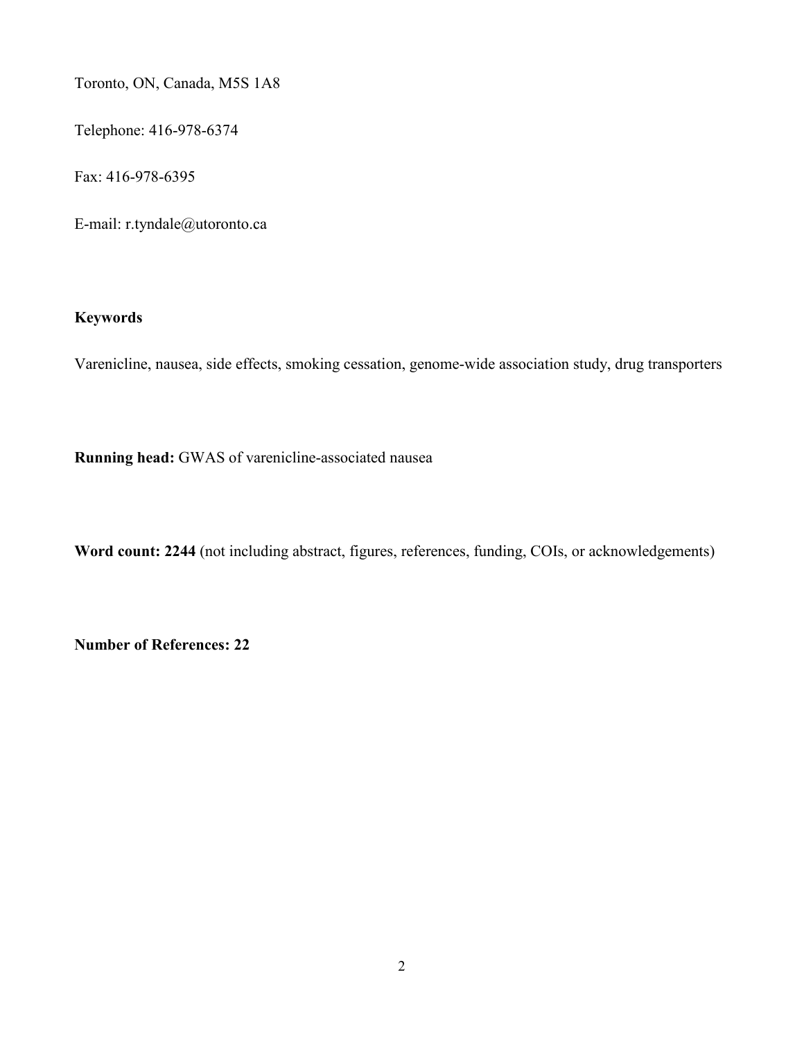Toronto, ON, Canada, M5S 1A8

Telephone: 416-978-6374

Fax: 416-978-6395

E-mail: r.tyndale@utoronto.ca

**Keywords**

Varenicline, nausea, side effects, smoking cessation, genome-wide association study, drug transporters

**Running head:** GWAS of varenicline-associated nausea

**Word count: 2244** (not including abstract, figures, references, funding, COIs, or acknowledgements)

**Number of References: 22**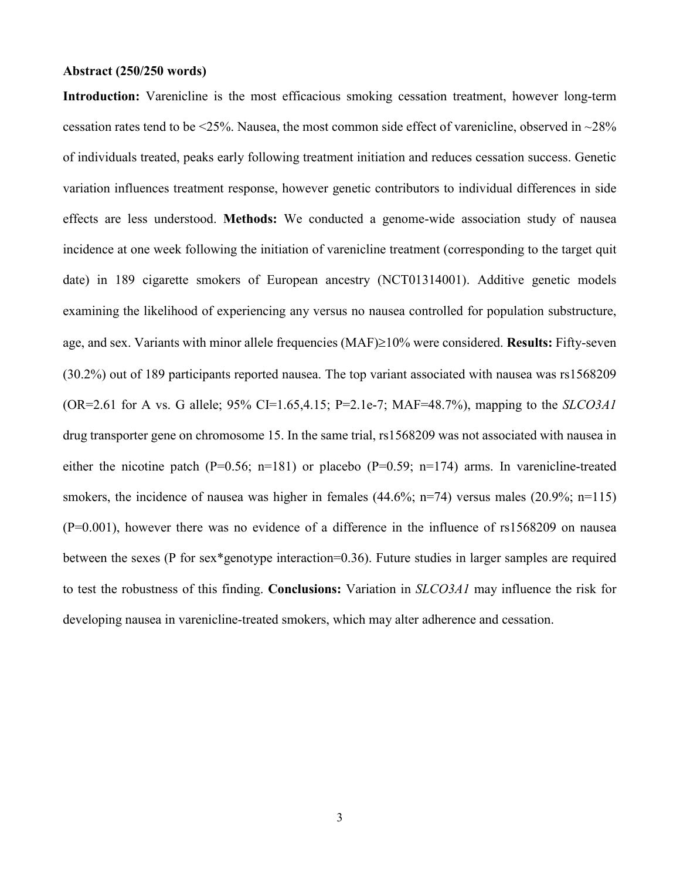**Abstract (250/250 words)**

**Introduction:** Varenicline is the most efficacious smoking cessation treatment, however long-term cessation rates tend to be <25%. Nausea, the most common side effect of varenicline, observed in ~28% of individuals treated, peaks early following treatment initiation and reduces cessation success. Genetic variation influences treatment response, however genetic contributors to individual differences in side effects are less understood. **Methods:** We conducted a genome-wide association study of nausea incidence at one week following the initiation of varenicline treatment (corresponding to the target quit date) in 189 cigarette smokers of European ancestry (NCT01314001). Additive genetic models examining the likelihood of experiencing any versus no nausea controlled for population substructure, age, and sex. Variants with minor allele frequencies (MAF)≥10% were considered. **Results:** Fifty-seven (30.2%) out of 189 participants reported nausea. The top variant associated with nausea was rs1568209 (OR=2.61 for A vs. G allele; 95% CI=1.65,4.15; P=2.1e-7; MAF=48.7%), mapping to the *SLCO3A1* drug transporter gene on chromosome 15. In the same trial, rs1568209 was not associated with nausea in either the nicotine patch (P=0.56; n=181) or placebo (P=0.59; n=174) arms. In varenicline-treated smokers, the incidence of nausea was higher in females (44.6%; n=74) versus males (20.9%; n=115) (P=0.001), however there was no evidence of a difference in the influence of rs1568209 on nausea between the sexes (P for sex*genotype interaction=0.36). Future studies in larger samples are required to test the robustness of this finding. **Conclusions:** Variation in *SLCO3A1* may influence the risk for developing nausea in varenicline-treated smokers, which may alter adherence and cessation.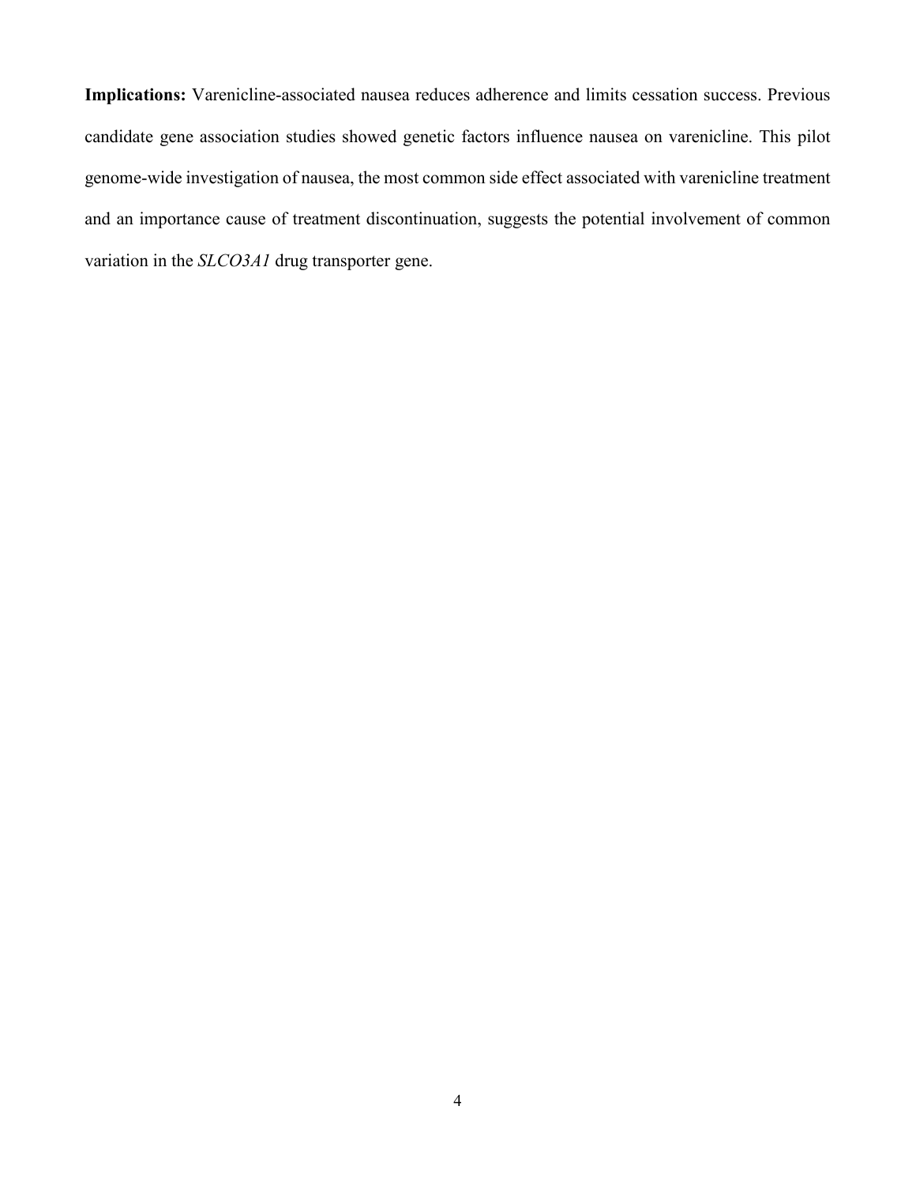**Implications:** Varenicline-associated nausea reduces adherence and limits cessation success. Previous candidate gene association studies showed genetic factors influence nausea on varenicline. This pilot genome-wide investigation of nausea, the most common side effect associated with varenicline treatment and an importance cause of treatment discontinuation, suggests the potential involvement of common variation in the *SLCO3A1* drug transporter gene.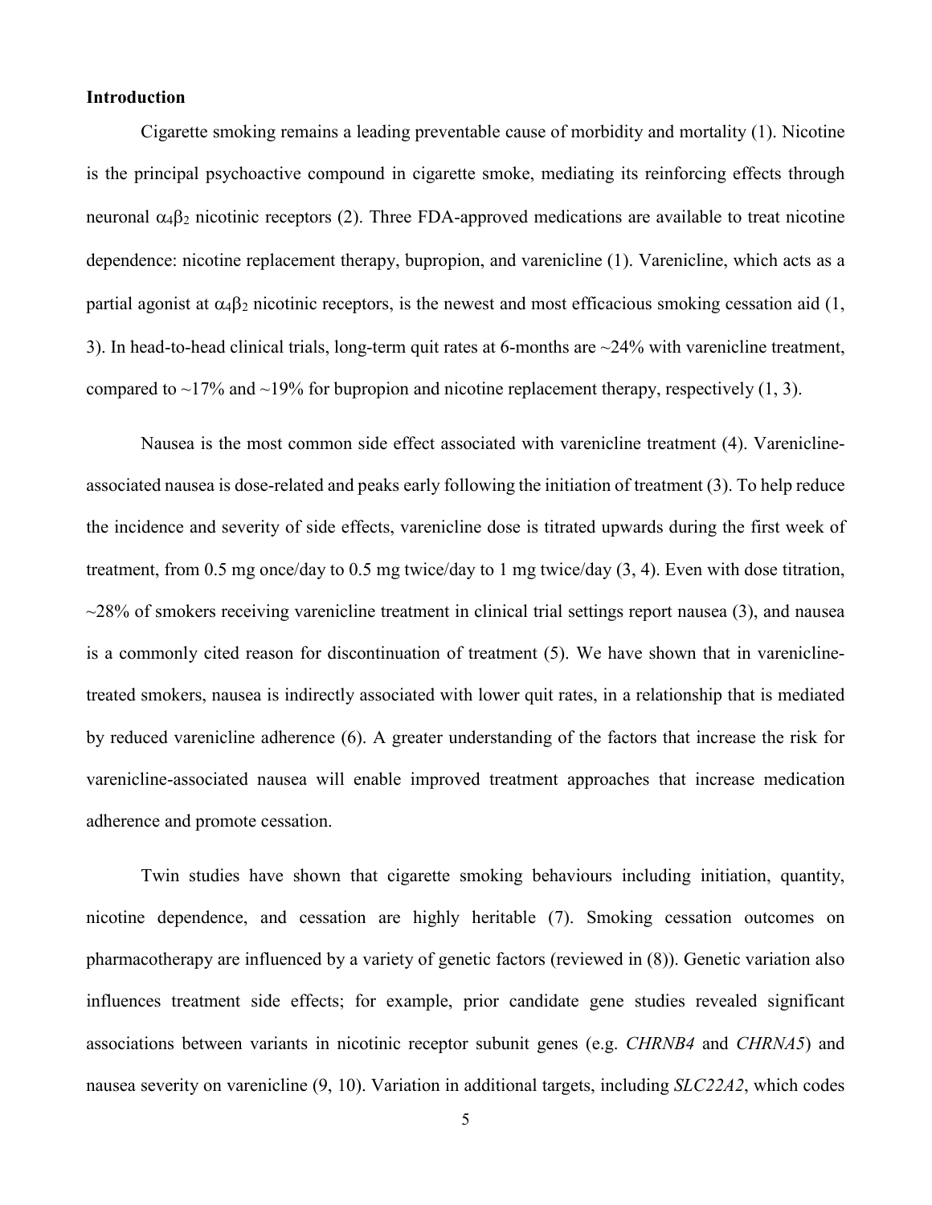## Introduction

Cigarette smoking remains a leading preventable cause of morbidity and mortality (1). Nicotine is the principal psychoactive compound in cigarette smoke, mediating its reinforcing effects through neuronal $\alpha_4\beta_2$ nicotinic receptors (2). Three FDA-approved medications are available to treat nicotine dependence: nicotine replacement therapy, bupropion, and varenicline (1). Varenicline, which acts as a partial agonist at $\alpha_4\beta_2$ nicotinic receptors, is the newest and most efficacious smoking cessation aid (1, 3). In head-to-head clinical trials, long-term quit rates at 6-months are ~24% with varenicline treatment, compared to ~17% and ~19% for bupropion and nicotine replacement therapy, respectively (1, 3).

Nausea is the most common side effect associated with varenicline treatment (4). Varenicline-associated nausea is dose-related and peaks early following the initiation of treatment (3). To help reduce the incidence and severity of side effects, varenicline dose is titrated upwards during the first week of treatment, from 0.5 mg once/day to 0.5 mg twice/day to 1 mg twice/day (3, 4). Even with dose titration, ~28% of smokers receiving varenicline treatment in clinical trial settings report nausea (3), and nausea is a commonly cited reason for discontinuation of treatment (5). We have shown that in varenicline-treated smokers, nausea is indirectly associated with lower quit rates, in a relationship that is mediated by reduced varenicline adherence (6). A greater understanding of the factors that increase the risk for varenicline-associated nausea will enable improved treatment approaches that increase medication adherence and promote cessation.

Twin studies have shown that cigarette smoking behaviours including initiation, quantity, nicotine dependence, and cessation are highly heritable (7). Smoking cessation outcomes on pharmacotherapy are influenced by a variety of genetic factors (reviewed in (8)). Genetic variation also influences treatment side effects; for example, prior candidate gene studies revealed significant associations between variants in nicotinic receptor subunit genes (e.g. *CHRNB4* and *CHRNA5*) and nausea severity on varenicline (9, 10). Variation in additional targets, including *SLC22A2*, which codes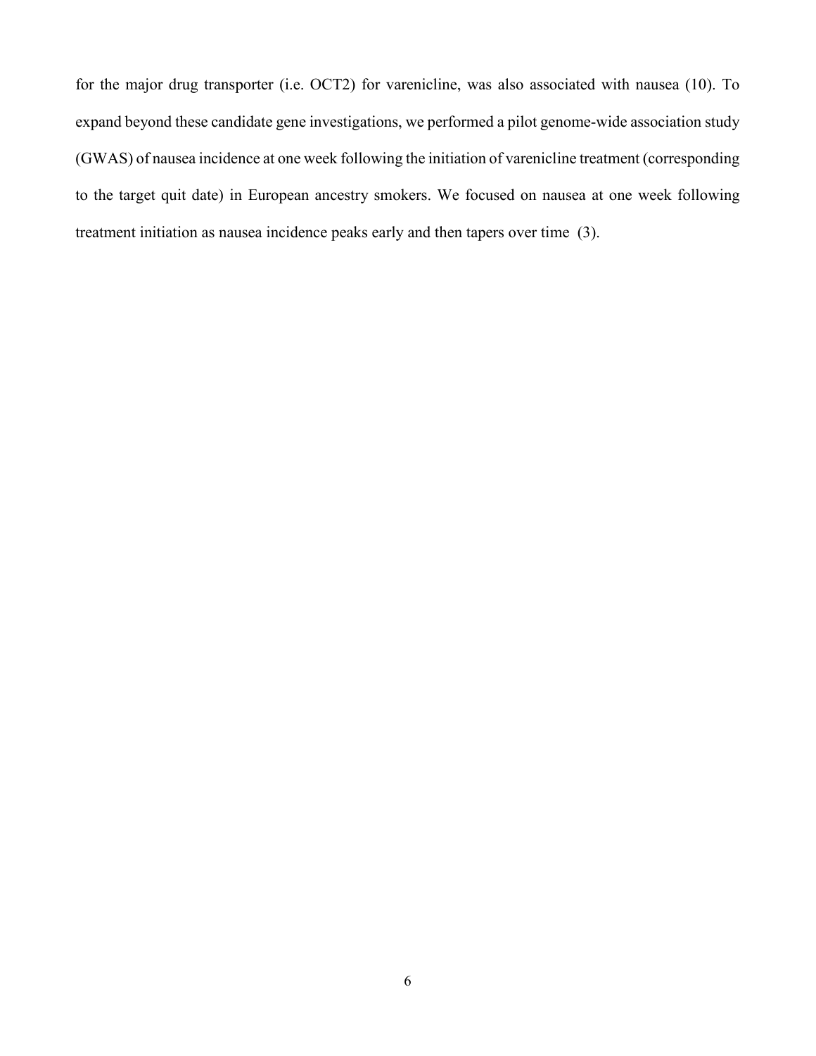for the major drug transporter (i.e. OCT2) for varenicline, was also associated with nausea (10). To expand beyond these candidate gene investigations, we performed a pilot genome-wide association study (GWAS) of nausea incidence at one week following the initiation of varenicline treatment (corresponding to the target quit date) in European ancestry smokers. We focused on nausea at one week following treatment initiation as nausea incidence peaks early and then tapers over time (3).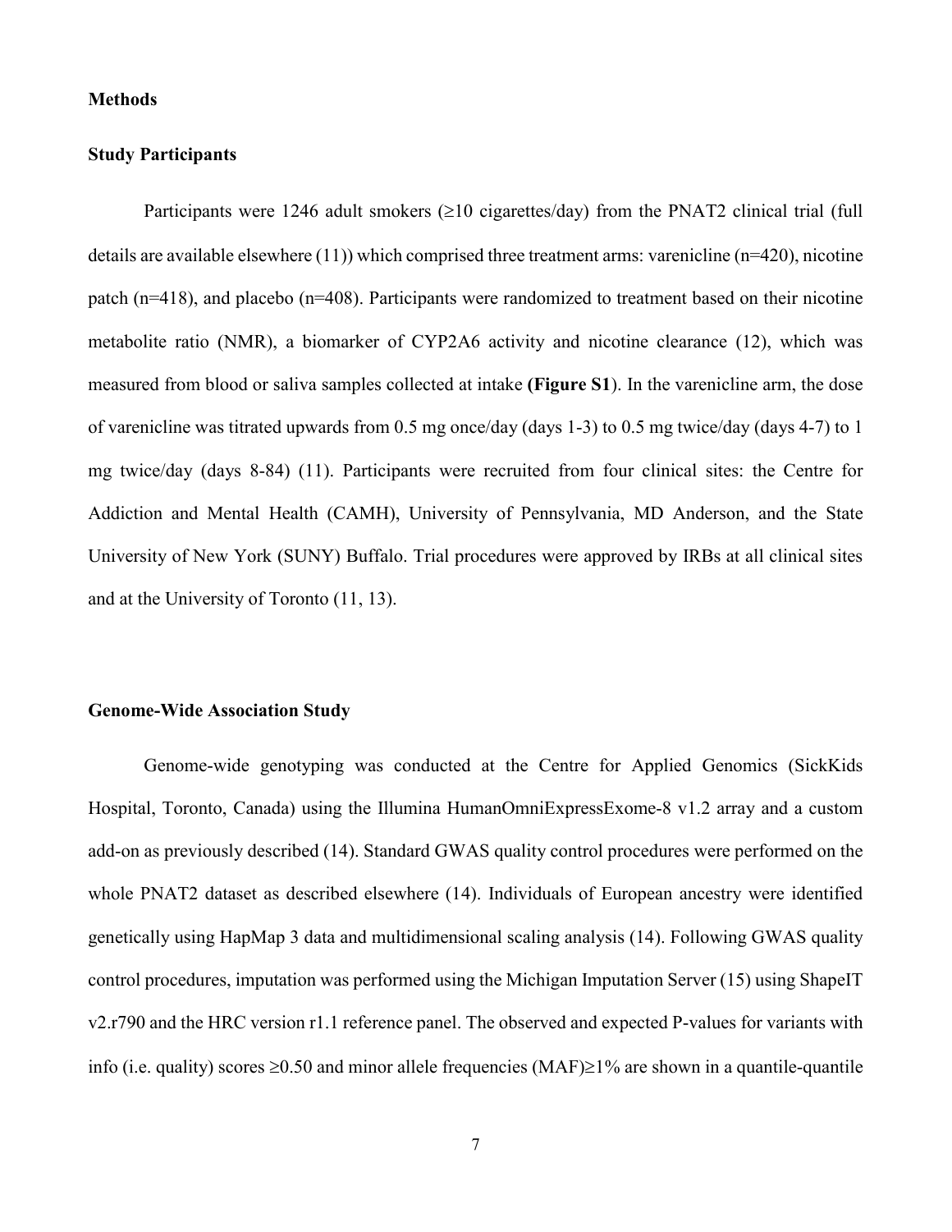## Methods

### Study Participants

Participants were 1246 adult smokers (≥10 cigarettes/day) from the PNAT2 clinical trial (full details are available elsewhere (11)) which comprised three treatment arms: varenicline (n=420), nicotine patch (n=418), and placebo (n=408). Participants were randomized to treatment based on their nicotine metabolite ratio (NMR), a biomarker of CYP2A6 activity and nicotine clearance (12), which was measured from blood or saliva samples collected at intake **(Figure S1**). In the varenicline arm, the dose of varenicline was titrated upwards from 0.5 mg once/day (days 1-3) to 0.5 mg twice/day (days 4-7) to 1 mg twice/day (days 8-84) (11). Participants were recruited from four clinical sites: the Centre for Addiction and Mental Health (CAMH), University of Pennsylvania, MD Anderson, and the State University of New York (SUNY) Buffalo. Trial procedures were approved by IRBs at all clinical sites and at the University of Toronto (11, 13).

### Genome-Wide Association Study

Genome-wide genotyping was conducted at the Centre for Applied Genomics (SickKids Hospital, Toronto, Canada) using the Illumina HumanOmniExpressExome-8 v1.2 array and a custom add-on as previously described (14). Standard GWAS quality control procedures were performed on the whole PNAT2 dataset as described elsewhere (14). Individuals of European ancestry were identified genetically using HapMap 3 data and multidimensional scaling analysis (14). Following GWAS quality control procedures, imputation was performed using the Michigan Imputation Server (15) using ShapeIT v2.r790 and the HRC version r1.1 reference panel. The observed and expected P-values for variants with info (i.e. quality) scores ≥0.50 and minor allele frequencies (MAF)≥1% are shown in a quantile-quantile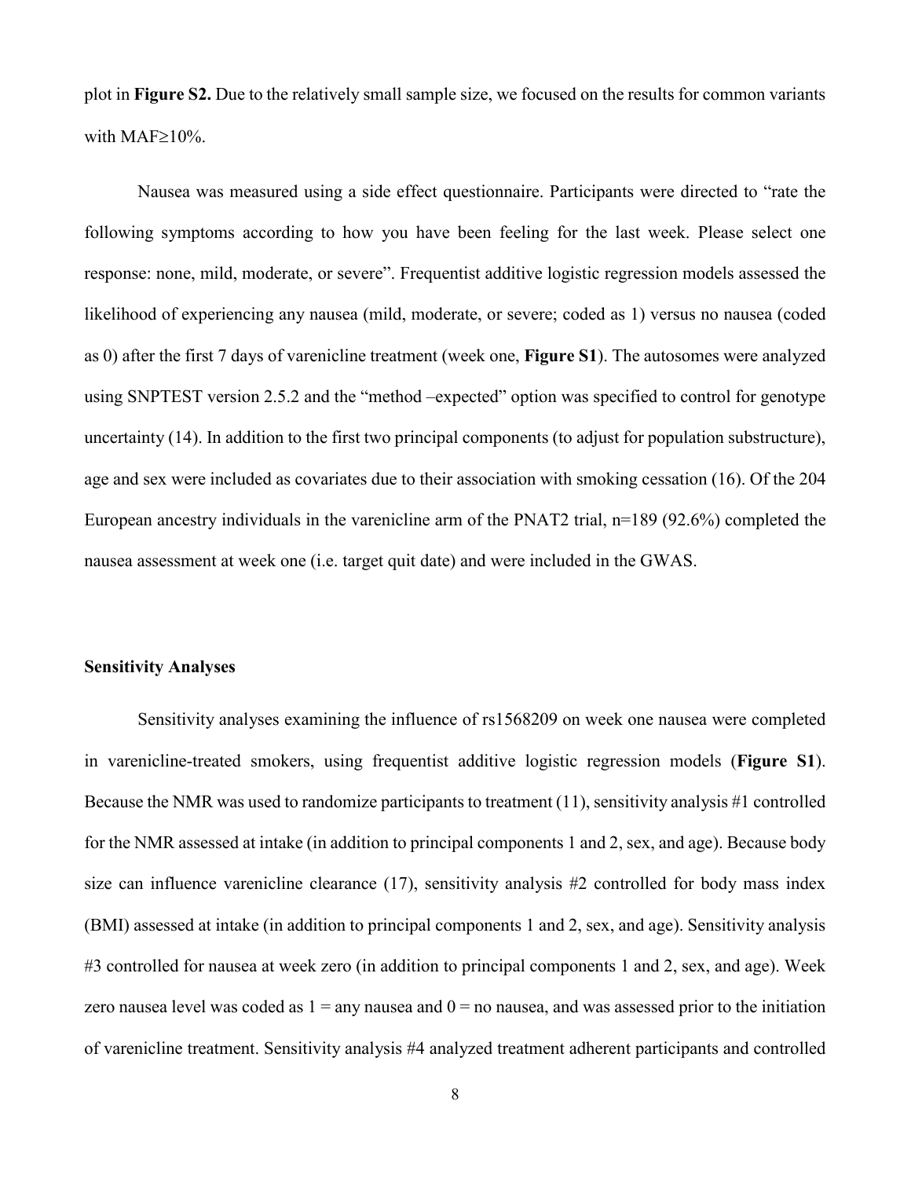plot in **Figure S2.** Due to the relatively small sample size, we focused on the results for common variants with MAF≥10%.

Nausea was measured using a side effect questionnaire. Participants were directed to "rate the following symptoms according to how you have been feeling for the last week. Please select one response: none, mild, moderate, or severe". Frequentist additive logistic regression models assessed the likelihood of experiencing any nausea (mild, moderate, or severe; coded as 1) versus no nausea (coded as 0) after the first 7 days of varenicline treatment (week one, **Figure S1**). The autosomes were analyzed using SNPTEST version 2.5.2 and the "method –expected" option was specified to control for genotype uncertainty (14). In addition to the first two principal components (to adjust for population substructure), age and sex were included as covariates due to their association with smoking cessation (16). Of the 204 European ancestry individuals in the varenicline arm of the PNAT2 trial, n=189 (92.6%) completed the nausea assessment at week one (i.e. target quit date) and were included in the GWAS.

### Sensitivity Analyses

Sensitivity analyses examining the influence of rs1568209 on week one nausea were completed in varenicline-treated smokers, using frequentist additive logistic regression models (**Figure S1**). Because the NMR was used to randomize participants to treatment (11), sensitivity analysis #1 controlled for the NMR assessed at intake (in addition to principal components 1 and 2, sex, and age). Because body size can influence varenicline clearance (17), sensitivity analysis #2 controlled for body mass index (BMI) assessed at intake (in addition to principal components 1 and 2, sex, and age). Sensitivity analysis #3 controlled for nausea at week zero (in addition to principal components 1 and 2, sex, and age). Week zero nausea level was coded as 1 = any nausea and 0 = no nausea, and was assessed prior to the initiation of varenicline treatment. Sensitivity analysis #4 analyzed treatment adherent participants and controlled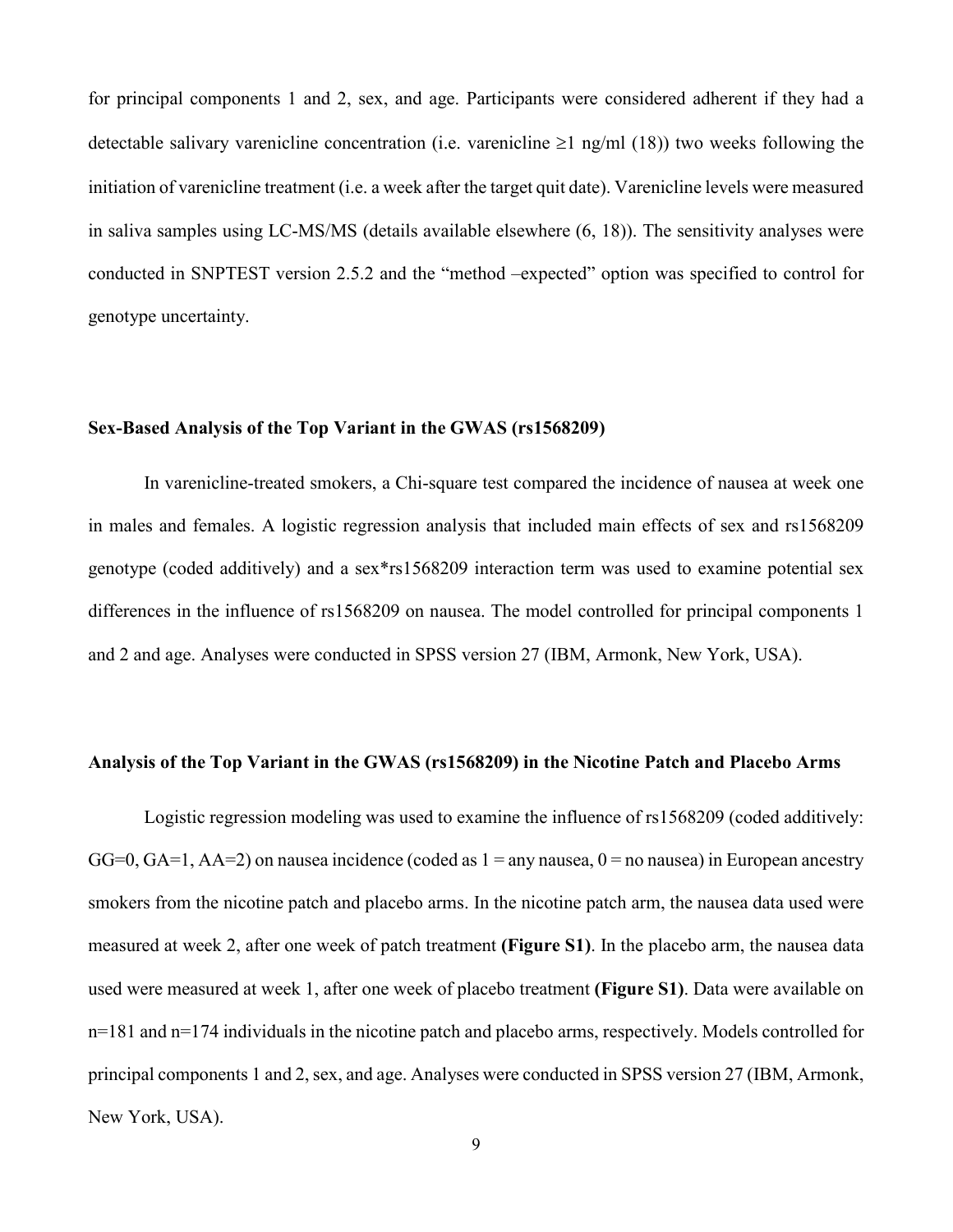for principal components 1 and 2, sex, and age. Participants were considered adherent if they had a detectable salivary varenicline concentration (i.e. varenicline ≥1 ng/ml (18)) two weeks following the initiation of varenicline treatment (i.e. a week after the target quit date). Varenicline levels were measured in saliva samples using LC-MS/MS (details available elsewhere (6, 18)). The sensitivity analyses were conducted in SNPTEST version 2.5.2 and the "method –expected" option was specified to control for genotype uncertainty.

### Sex-Based Analysis of the Top Variant in the GWAS (rs1568209)

In varenicline-treated smokers, a Chi-square test compared the incidence of nausea at week one in males and females. A logistic regression analysis that included main effects of sex and rs1568209 genotype (coded additively) and a sex*rs1568209 interaction term was used to examine potential sex differences in the influence of rs1568209 on nausea. The model controlled for principal components 1 and 2 and age. Analyses were conducted in SPSS version 27 (IBM, Armonk, New York, USA).

### Analysis of the Top Variant in the GWAS (rs1568209) in the Nicotine Patch and Placebo Arms

Logistic regression modeling was used to examine the influence of rs1568209 (coded additively: GG=0, GA=1, AA=2) on nausea incidence (coded as 1 = any nausea, 0 = no nausea) in European ancestry smokers from the nicotine patch and placebo arms. In the nicotine patch arm, the nausea data used were measured at week 2, after one week of patch treatment **(Figure S1)**. In the placebo arm, the nausea data used were measured at week 1, after one week of placebo treatment **(Figure S1)**. Data were available on n=181 and n=174 individuals in the nicotine patch and placebo arms, respectively. Models controlled for principal components 1 and 2, sex, and age. Analyses were conducted in SPSS version 27 (IBM, Armonk, New York, USA).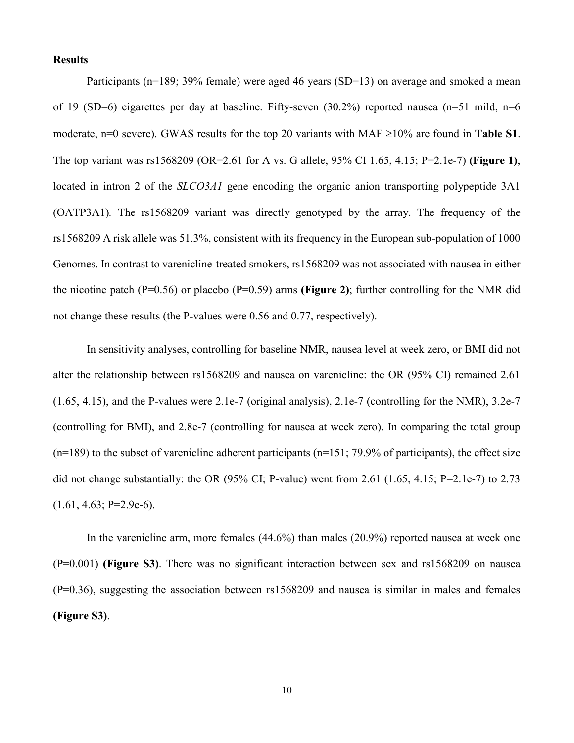**Results**

Participants (n=189; 39% female) were aged 46 years (SD=13) on average and smoked a mean of 19 (SD=6) cigarettes per day at baseline. Fifty-seven (30.2%) reported nausea (n=51 mild, n=6 moderate, n=0 severe). GWAS results for the top 20 variants with MAF ≥10% are found in **Table S1**. The top variant was rs1568209 (OR=2.61 for A vs. G allele, 95% CI 1.65, 4.15; P=2.1e-7) **(Figure 1)**, located in intron 2 of the *SLCO3A1* gene encoding the organic anion transporting polypeptide 3A1 (OATP3A1). The rs1568209 variant was directly genotyped by the array. The frequency of the rs1568209 A risk allele was 51.3%, consistent with its frequency in the European sub-population of 1000 Genomes. In contrast to varenicline-treated smokers, rs1568209 was not associated with nausea in either the nicotine patch (P=0.56) or placebo (P=0.59) arms **(Figure 2)**; further controlling for the NMR did not change these results (the P-values were 0.56 and 0.77, respectively).

In sensitivity analyses, controlling for baseline NMR, nausea level at week zero, or BMI did not alter the relationship between rs1568209 and nausea on varenicline: the OR (95% CI) remained 2.61 (1.65, 4.15), and the P-values were 2.1e-7 (original analysis), 2.1e-7 (controlling for the NMR), 3.2e-7 (controlling for BMI), and 2.8e-7 (controlling for nausea at week zero). In comparing the total group (n=189) to the subset of varenicline adherent participants (n=151; 79.9% of participants), the effect size did not change substantially: the OR (95% CI; P-value) went from 2.61 (1.65, 4.15; P=2.1e-7) to 2.73 (1.61, 4.63; P=2.9e-6).

In the varenicline arm, more females (44.6%) than males (20.9%) reported nausea at week one (P=0.001) **(Figure S3)**. There was no significant interaction between sex and rs1568209 on nausea (P=0.36), suggesting the association between rs1568209 and nausea is similar in males and females **(Figure S3)**.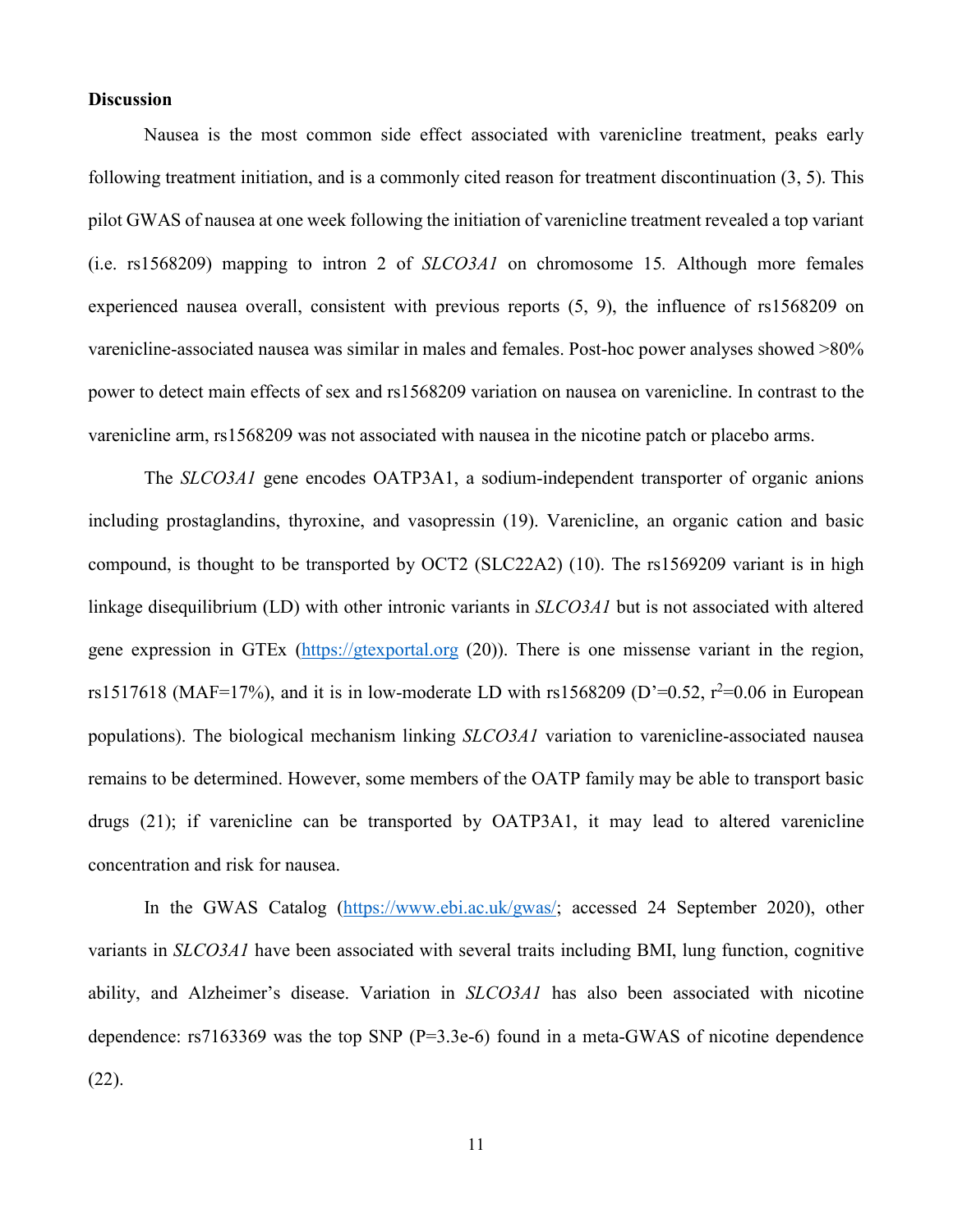**Discussion**

Nausea is the most common side effect associated with varenicline treatment, peaks early following treatment initiation, and is a commonly cited reason for treatment discontinuation (3, 5). This pilot GWAS of nausea at one week following the initiation of varenicline treatment revealed a top variant (i.e. rs1568209) mapping to intron 2 of *SLCO3A1* on chromosome 15*.* Although more females experienced nausea overall, consistent with previous reports (5, 9), the influence of rs1568209 on varenicline-associated nausea was similar in males and females. Post-hoc power analyses showed >80% power to detect main effects of sex and rs1568209 variation on nausea on varenicline. In contrast to the varenicline arm, rs1568209 was not associated with nausea in the nicotine patch or placebo arms.

The *SLCO3A1* gene encodes OATP3A1, a sodium-independent transporter of organic anions including prostaglandins, thyroxine, and vasopressin (19). Varenicline, an organic cation and basic compound, is thought to be transported by OCT2 (SLC22A2) (10). The rs1569209 variant is in high linkage disequilibrium (LD) with other intronic variants in *SLCO3A1* but is not associated with altered gene expression in GTEx (https://gtexportal.org (20)). There is one missense variant in the region, rs1517618 (MAF=17%), and it is in low-moderate LD with rs1568209 (D'=0.52, $r^2$=0.06 in European populations). The biological mechanism linking *SLCO3A1* variation to varenicline-associated nausea remains to be determined. However, some members of the OATP family may be able to transport basic drugs (21); if varenicline can be transported by OATP3A1, it may lead to altered varenicline concentration and risk for nausea.

In the GWAS Catalog (https://www.ebi.ac.uk/gwas/; accessed 24 September 2020), other variants in *SLCO3A1* have been associated with several traits including BMI, lung function, cognitive ability, and Alzheimer's disease. Variation in *SLCO3A1* has also been associated with nicotine dependence: rs7163369 was the top SNP (P=3.3e-6) found in a meta-GWAS of nicotine dependence (22).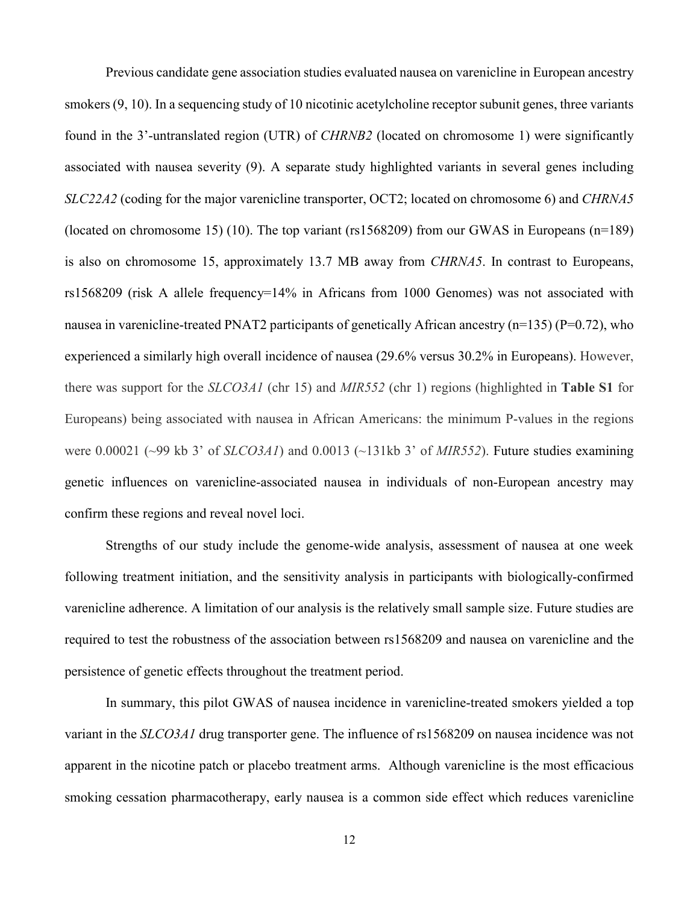Previous candidate gene association studies evaluated nausea on varenicline in European ancestry smokers (9, 10). In a sequencing study of 10 nicotinic acetylcholine receptor subunit genes, three variants found in the 3'-untranslated region (UTR) of *CHRNB2* (located on chromosome 1) were significantly associated with nausea severity (9). A separate study highlighted variants in several genes including *SLC22A2* (coding for the major varenicline transporter, OCT2; located on chromosome 6) and *CHRNA5* (located on chromosome 15) (10). The top variant (rs1568209) from our GWAS in Europeans (n=189) is also on chromosome 15, approximately 13.7 MB away from *CHRNA5*. In contrast to Europeans, rs1568209 (risk A allele frequency=14% in Africans from 1000 Genomes) was not associated with nausea in varenicline-treated PNAT2 participants of genetically African ancestry (n=135) (P=0.72), who experienced a similarly high overall incidence of nausea (29.6% versus 30.2% in Europeans). However, there was support for the *SLCO3A1* (chr 15) and *MIR552* (chr 1) regions (highlighted in **Table S1** for Europeans) being associated with nausea in African Americans: the minimum P-values in the regions were 0.00021 (~99 kb 3' of *SLCO3A1*) and 0.0013 (~131kb 3' of *MIR552*). Future studies examining genetic influences on varenicline-associated nausea in individuals of non-European ancestry may confirm these regions and reveal novel loci.

Strengths of our study include the genome-wide analysis, assessment of nausea at one week following treatment initiation, and the sensitivity analysis in participants with biologically-confirmed varenicline adherence. A limitation of our analysis is the relatively small sample size. Future studies are required to test the robustness of the association between rs1568209 and nausea on varenicline and the persistence of genetic effects throughout the treatment period.

In summary, this pilot GWAS of nausea incidence in varenicline-treated smokers yielded a top variant in the *SLCO3A1* drug transporter gene. The influence of rs1568209 on nausea incidence was not apparent in the nicotine patch or placebo treatment arms. Although varenicline is the most efficacious smoking cessation pharmacotherapy, early nausea is a common side effect which reduces varenicline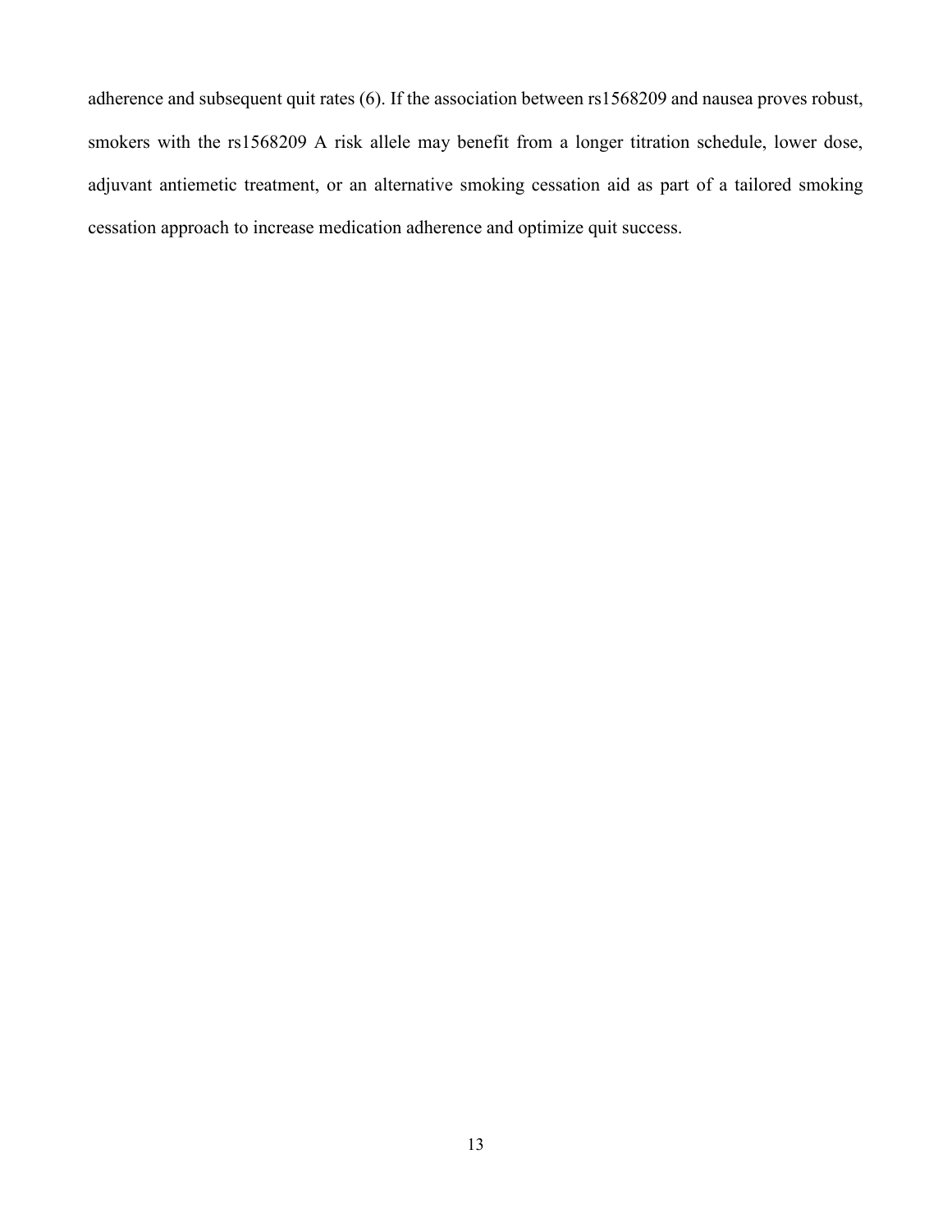adherence and subsequent quit rates (6). If the association between rs1568209 and nausea proves robust, smokers with the rs1568209 A risk allele may benefit from a longer titration schedule, lower dose, adjuvant antiemetic treatment, or an alternative smoking cessation aid as part of a tailored smoking cessation approach to increase medication adherence and optimize quit success.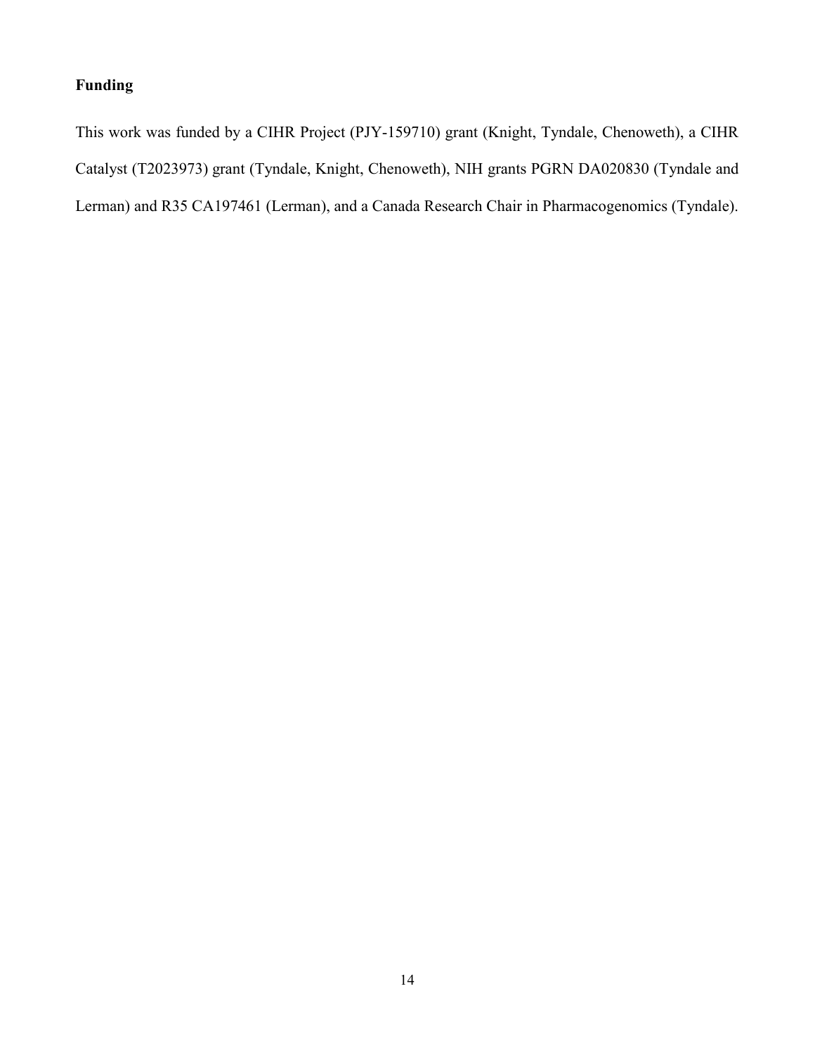## Funding

This work was funded by a CIHR Project (PJY-159710) grant (Knight, Tyndale, Chenoweth), a CIHR Catalyst (T2023973) grant (Tyndale, Knight, Chenoweth), NIH grants PGRN DA020830 (Tyndale and Lerman) and R35 CA197461 (Lerman), and a Canada Research Chair in Pharmacogenomics (Tyndale).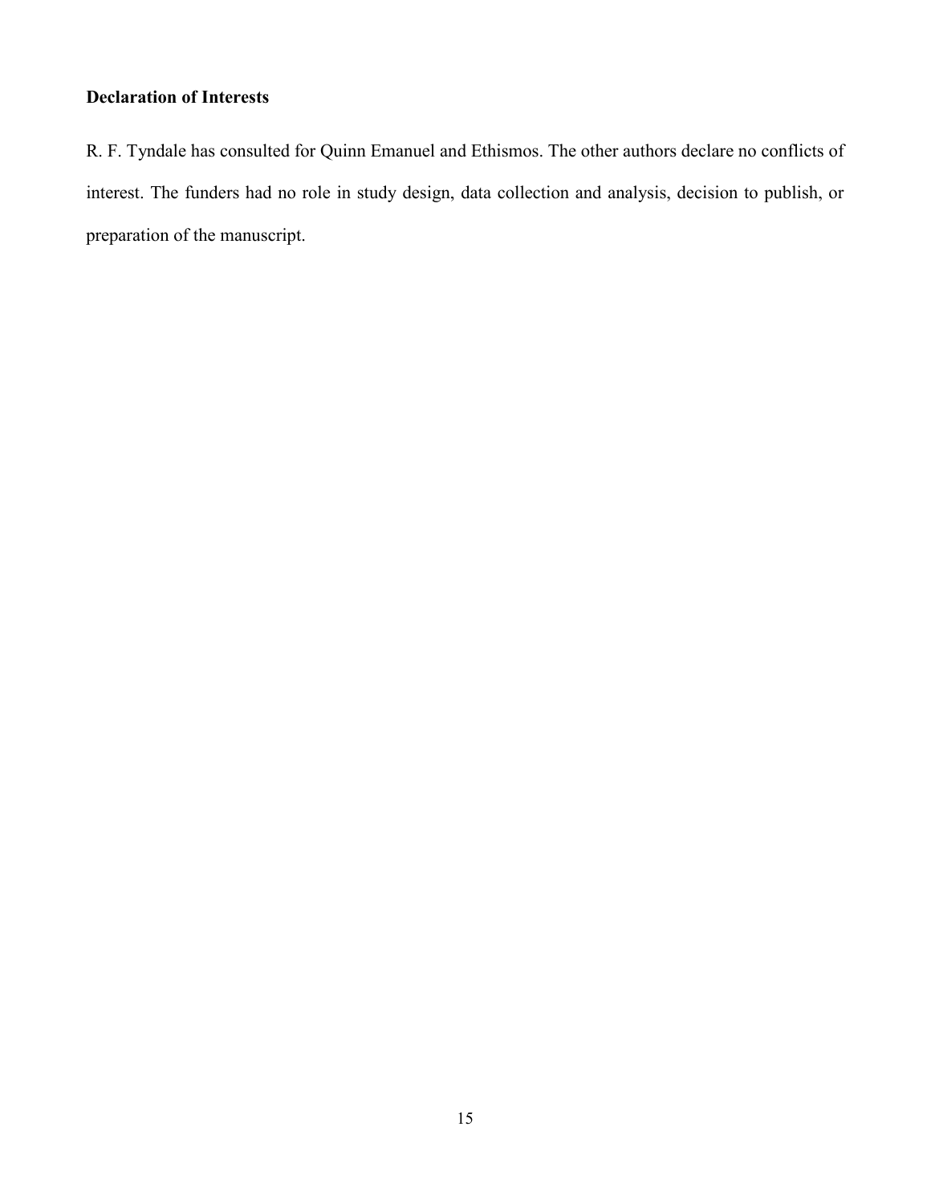**Declaration of Interests**

R. F. Tyndale has consulted for Quinn Emanuel and Ethismos. The other authors declare no conflicts of interest. The funders had no role in study design, data collection and analysis, decision to publish, or preparation of the manuscript.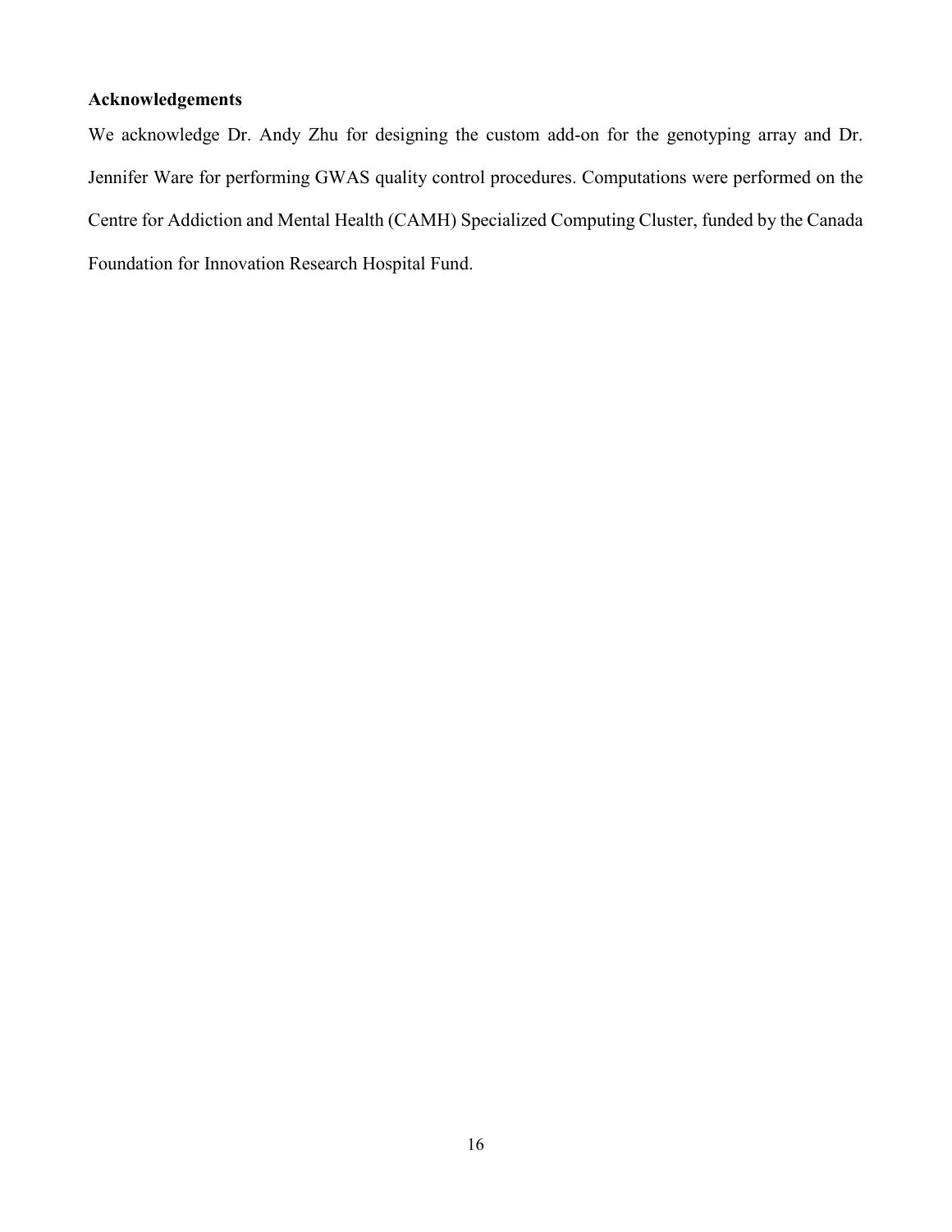## Acknowledgements

We acknowledge Dr. Andy Zhu for designing the custom add-on for the genotyping array and Dr. Jennifer Ware for performing GWAS quality control procedures. Computations were performed on the Centre for Addiction and Mental Health (CAMH) Specialized Computing Cluster, funded by the Canada Foundation for Innovation Research Hospital Fund.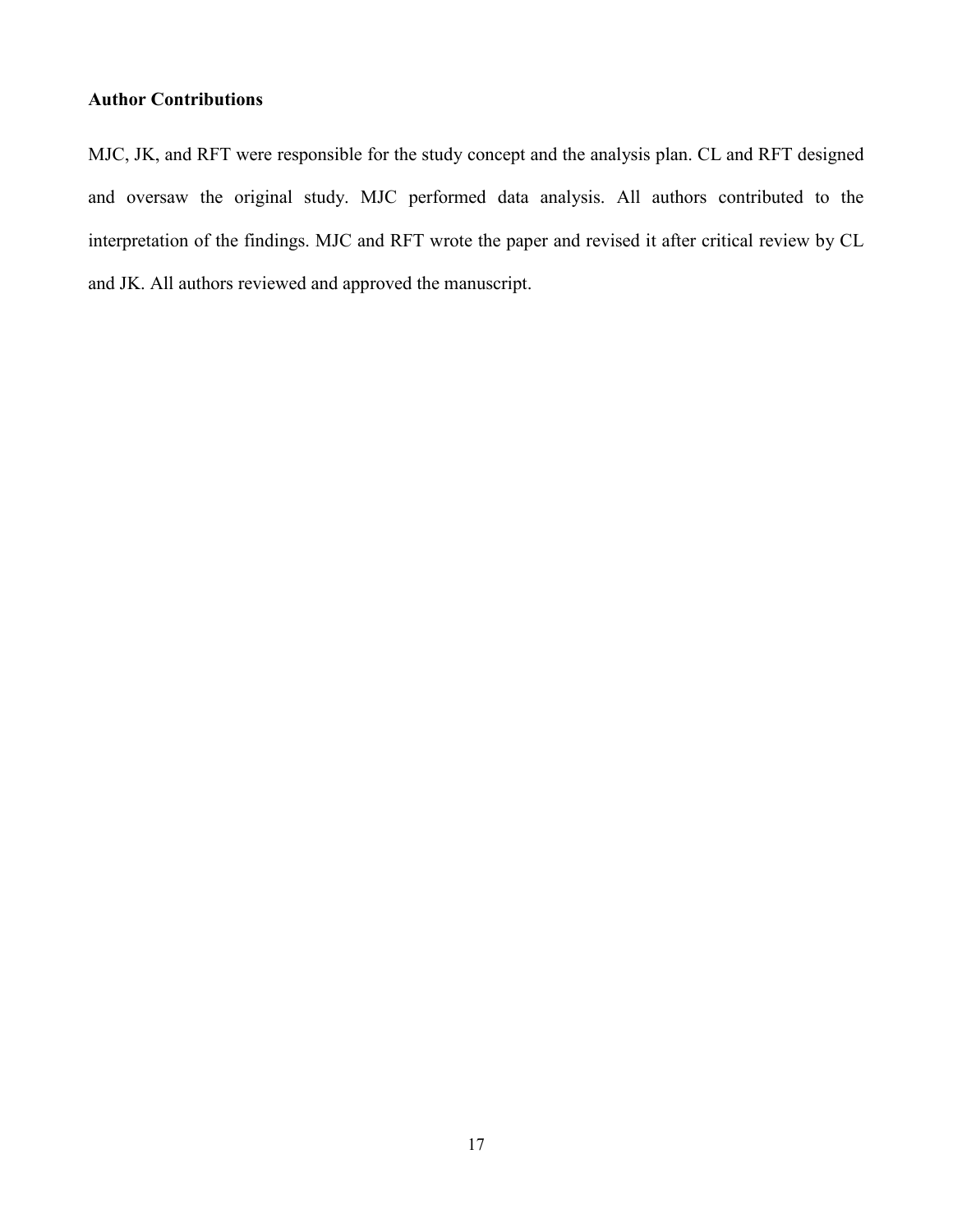**Author Contributions**

MJC, JK, and RFT were responsible for the study concept and the analysis plan. CL and RFT designed and oversaw the original study. MJC performed data analysis. All authors contributed to the interpretation of the findings. MJC and RFT wrote the paper and revised it after critical review by CL and JK. All authors reviewed and approved the manuscript.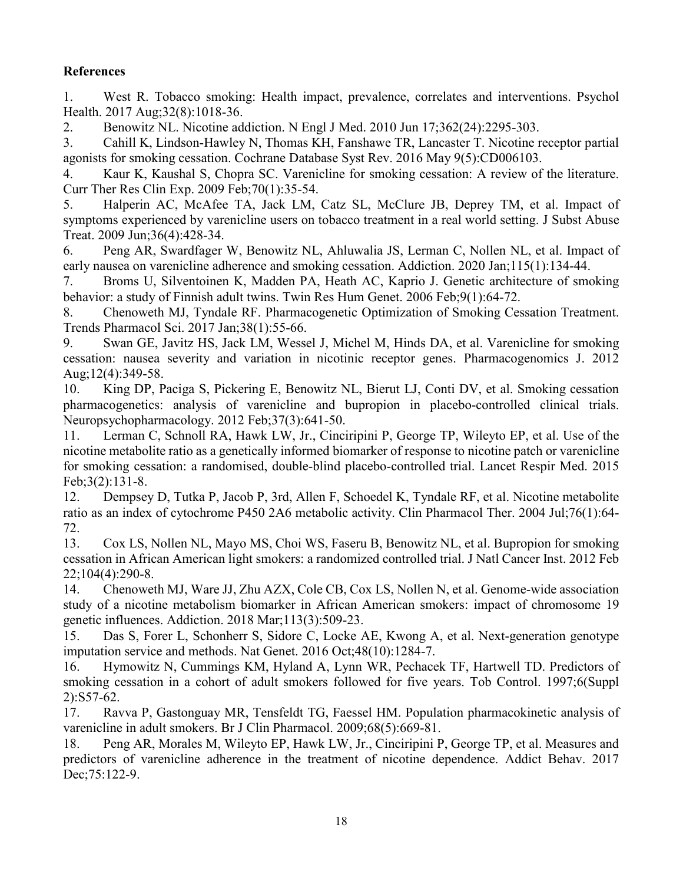**References**

1. West R. Tobacco smoking: Health impact, prevalence, correlates and interventions. Psychol Health. 2017 Aug;32(8):1018-36.
2. Benowitz NL. Nicotine addiction. N Engl J Med. 2010 Jun 17;362(24):2295-303.
3. Cahill K, Lindson-Hawley N, Thomas KH, Fanshawe TR, Lancaster T. Nicotine receptor partial agonists for smoking cessation. Cochrane Database Syst Rev. 2016 May 9(5):CD006103.
4. Kaur K, Kaushal S, Chopra SC. Varenicline for smoking cessation: A review of the literature. Curr Ther Res Clin Exp. 2009 Feb;70(1):35-54.
5. Halperin AC, McAfee TA, Jack LM, Catz SL, McClure JB, Deprey TM, et al. Impact of symptoms experienced by varenicline users on tobacco treatment in a real world setting. J Subst Abuse Treat. 2009 Jun;36(4):428-34.
6. Peng AR, Swardfager W, Benowitz NL, Ahluwalia JS, Lerman C, Nollen NL, et al. Impact of early nausea on varenicline adherence and smoking cessation. Addiction. 2020 Jan;115(1):134-44.
7. Broms U, Silventoinen K, Madden PA, Heath AC, Kaprio J. Genetic architecture of smoking behavior: a study of Finnish adult twins. Twin Res Hum Genet. 2006 Feb;9(1):64-72.
8. Chenoweth MJ, Tyndale RF. Pharmacogenetic Optimization of Smoking Cessation Treatment. Trends Pharmacol Sci. 2017 Jan;38(1):55-66.
9. Swan GE, Javitz HS, Jack LM, Wessel J, Michel M, Hinds DA, et al. Varenicline for smoking cessation: nausea severity and variation in nicotinic receptor genes. Pharmacogenomics J. 2012 Aug;12(4):349-58.
10. King DP, Paciga S, Pickering E, Benowitz NL, Bierut LJ, Conti DV, et al. Smoking cessation pharmacogenetics: analysis of varenicline and bupropion in placebo-controlled clinical trials. Neuropsychopharmacology. 2012 Feb;37(3):641-50.
11. Lerman C, Schnoll RA, Hawk LW, Jr., Cinciripini P, George TP, Wileyto EP, et al. Use of the nicotine metabolite ratio as a genetically informed biomarker of response to nicotine patch or varenicline for smoking cessation: a randomised, double-blind placebo-controlled trial. Lancet Respir Med. 2015 Feb;3(2):131-8.
12. Dempsey D, Tutka P, Jacob P, 3rd, Allen F, Schoedel K, Tyndale RF, et al. Nicotine metabolite ratio as an index of cytochrome P450 2A6 metabolic activity. Clin Pharmacol Ther. 2004 Jul;76(1):64-72.
13. Cox LS, Nollen NL, Mayo MS, Choi WS, Faseru B, Benowitz NL, et al. Bupropion for smoking cessation in African American light smokers: a randomized controlled trial. J Natl Cancer Inst. 2012 Feb 22;104(4):290-8.
14. Chenoweth MJ, Ware JJ, Zhu AZX, Cole CB, Cox LS, Nollen N, et al. Genome-wide association study of a nicotine metabolism biomarker in African American smokers: impact of chromosome 19 genetic influences. Addiction. 2018 Mar;113(3):509-23.
15. Das S, Forer L, Schonherr S, Sidore C, Locke AE, Kwong A, et al. Next-generation genotype imputation service and methods. Nat Genet. 2016 Oct;48(10):1284-7.
16. Hymowitz N, Cummings KM, Hyland A, Lynn WR, Pechacek TF, Hartwell TD. Predictors of smoking cessation in a cohort of adult smokers followed for five years. Tob Control. 1997;6(Suppl 2):S57-62.
17. Ravva P, Gastonguay MR, Tensfeldt TG, Faessel HM. Population pharmacokinetic analysis of varenicline in adult smokers. Br J Clin Pharmacol. 2009;68(5):669-81.
18. Peng AR, Morales M, Wileyto EP, Hawk LW, Jr., Cinciripini P, George TP, et al. Measures and predictors of varenicline adherence in the treatment of nicotine dependence. Addict Behav. 2017 Dec;75:122-9.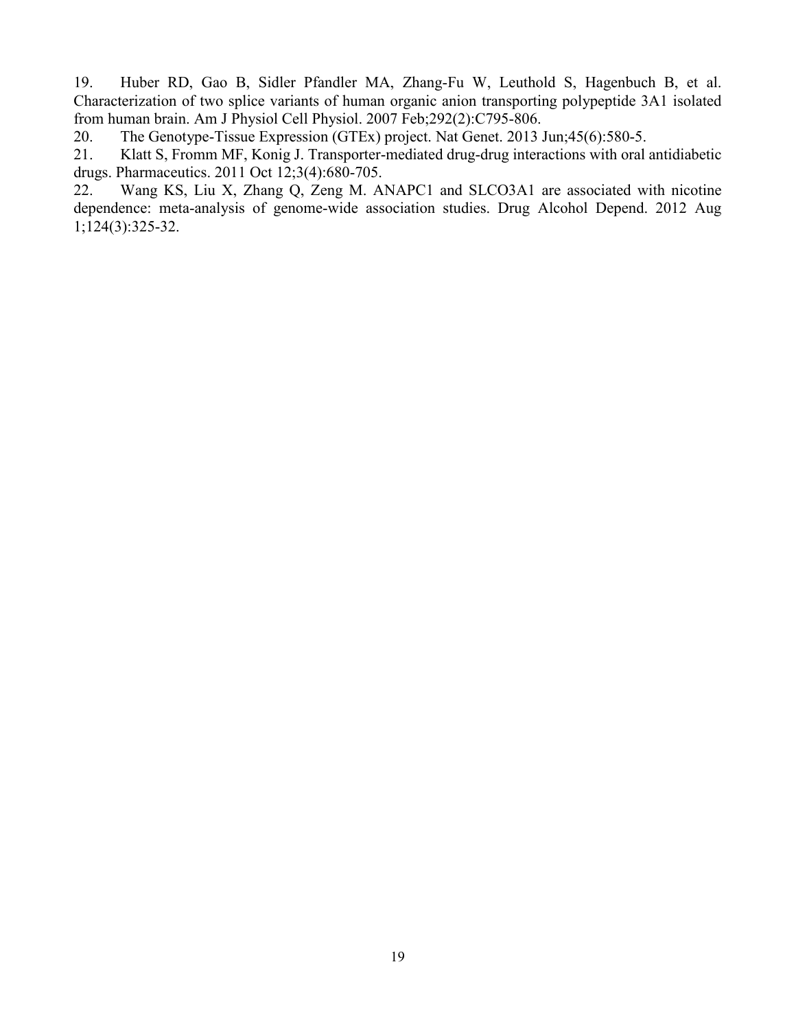19. Huber RD, Gao B, Sidler Pfandler MA, Zhang-Fu W, Leuthold S, Hagenbuch B, et al. Characterization of two splice variants of human organic anion transporting polypeptide 3A1 isolated from human brain. Am J Physiol Cell Physiol. 2007 Feb;292(2):C795-806.

20. The Genotype-Tissue Expression (GTEx) project. Nat Genet. 2013 Jun;45(6):580-5.

21. Klatt S, Fromm MF, Konig J. Transporter-mediated drug-drug interactions with oral antidiabetic drugs. Pharmaceutics. 2011 Oct 12;3(4):680-705.

22. Wang KS, Liu X, Zhang Q, Zeng M. ANAPC1 and SLCO3A1 are associated with nicotine dependence: meta-analysis of genome-wide association studies. Drug Alcohol Depend. 2012 Aug 1;124(3):325-32.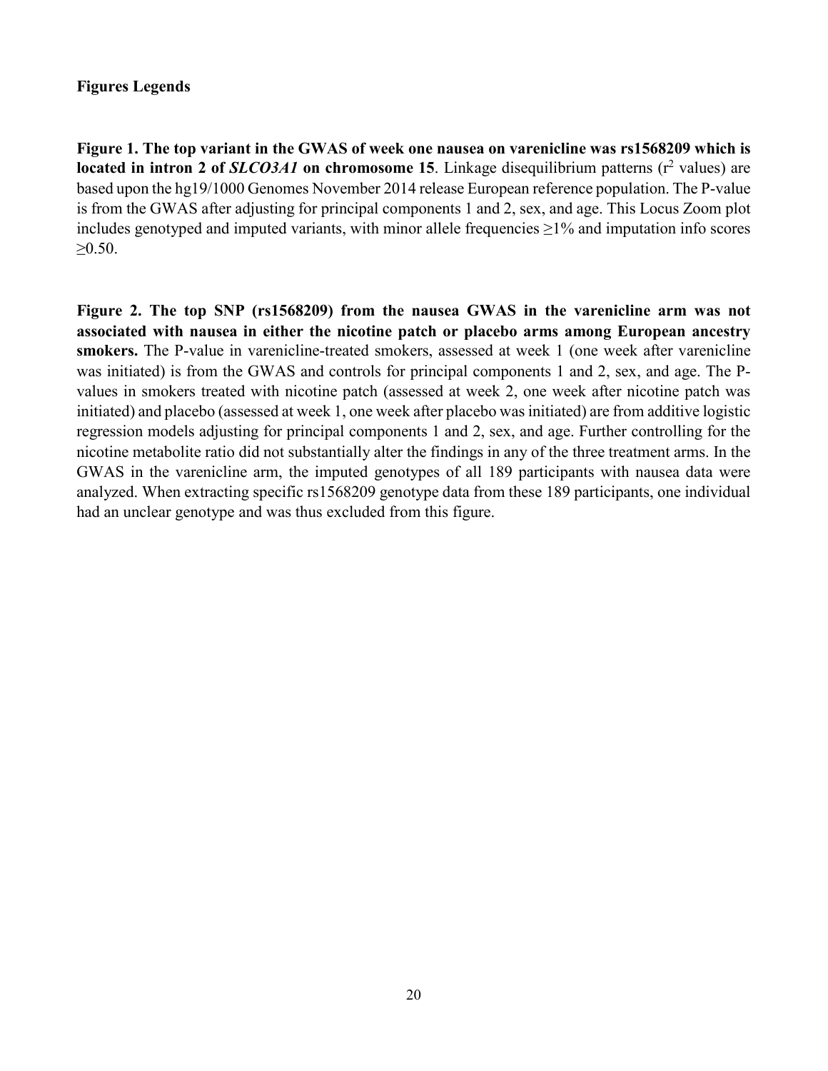**Figures Legends**

**Figure 1. The top variant in the GWAS of week one nausea on varenicline was rs1568209 which is located in intron 2 of *SLCO3A1* on chromosome 15**. Linkage disequilibrium patterns ($r^2$ values) are based upon the hg19/1000 Genomes November 2014 release European reference population. The P-value is from the GWAS after adjusting for principal components 1 and 2, sex, and age. This Locus Zoom plot includes genotyped and imputed variants, with minor allele frequencies $\geq$1% and imputation info scores $\geq$0.50.

**Figure 2. The top SNP (rs1568209) from the nausea GWAS in the varenicline arm was not associated with nausea in either the nicotine patch or placebo arms among European ancestry smokers.** The P-value in varenicline-treated smokers, assessed at week 1 (one week after varenicline was initiated) is from the GWAS and controls for principal components 1 and 2, sex, and age. The P-values in smokers treated with nicotine patch (assessed at week 2, one week after nicotine patch was initiated) and placebo (assessed at week 1, one week after placebo was initiated) are from additive logistic regression models adjusting for principal components 1 and 2, sex, and age. Further controlling for the nicotine metabolite ratio did not substantially alter the findings in any of the three treatment arms. In the GWAS in the varenicline arm, the imputed genotypes of all 189 participants with nausea data were analyzed. When extracting specific rs1568209 genotype data from these 189 participants, one individual had an unclear genotype and was thus excluded from this figure.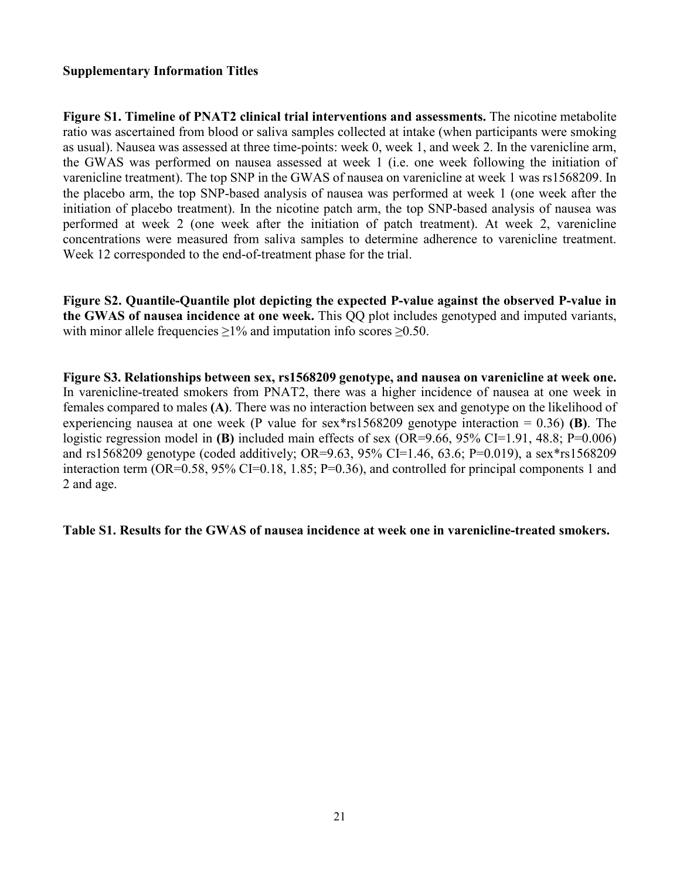**Supplementary Information Titles**

**Figure S1. Timeline of PNAT2 clinical trial interventions and assessments.** The nicotine metabolite ratio was ascertained from blood or saliva samples collected at intake (when participants were smoking as usual). Nausea was assessed at three time-points: week 0, week 1, and week 2. In the varenicline arm, the GWAS was performed on nausea assessed at week 1 (i.e. one week following the initiation of varenicline treatment). The top SNP in the GWAS of nausea on varenicline at week 1 was rs1568209. In the placebo arm, the top SNP-based analysis of nausea was performed at week 1 (one week after the initiation of placebo treatment). In the nicotine patch arm, the top SNP-based analysis of nausea was performed at week 2 (one week after the initiation of patch treatment). At week 2, varenicline concentrations were measured from saliva samples to determine adherence to varenicline treatment. Week 12 corresponded to the end-of-treatment phase for the trial.

**Figure S2. Quantile-Quantile plot depicting the expected P-value against the observed P-value in the GWAS of nausea incidence at one week.** This QQ plot includes genotyped and imputed variants, with minor allele frequencies $\geq$1% and imputation info scores $\geq$0.50.

**Figure S3. Relationships between sex, rs1568209 genotype, and nausea on varenicline at week one.** In varenicline-treated smokers from PNAT2, there was a higher incidence of nausea at one week in females compared to males **(A)**. There was no interaction between sex and genotype on the likelihood of experiencing nausea at one week (P value for sex*rs1568209 genotype interaction = 0.36) **(B)**. The logistic regression model in **(B)** included main effects of sex (OR=9.66, 95% CI=1.91, 48.8; P=0.006) and rs1568209 genotype (coded additively; OR=9.63, 95% CI=1.46, 63.6; P=0.019), a sex*rs1568209 interaction term (OR=0.58, 95% CI=0.18, 1.85; P=0.36), and controlled for principal components 1 and 2 and age.

**Table S1. Results for the GWAS of nausea incidence at week one in varenicline-treated smokers.**